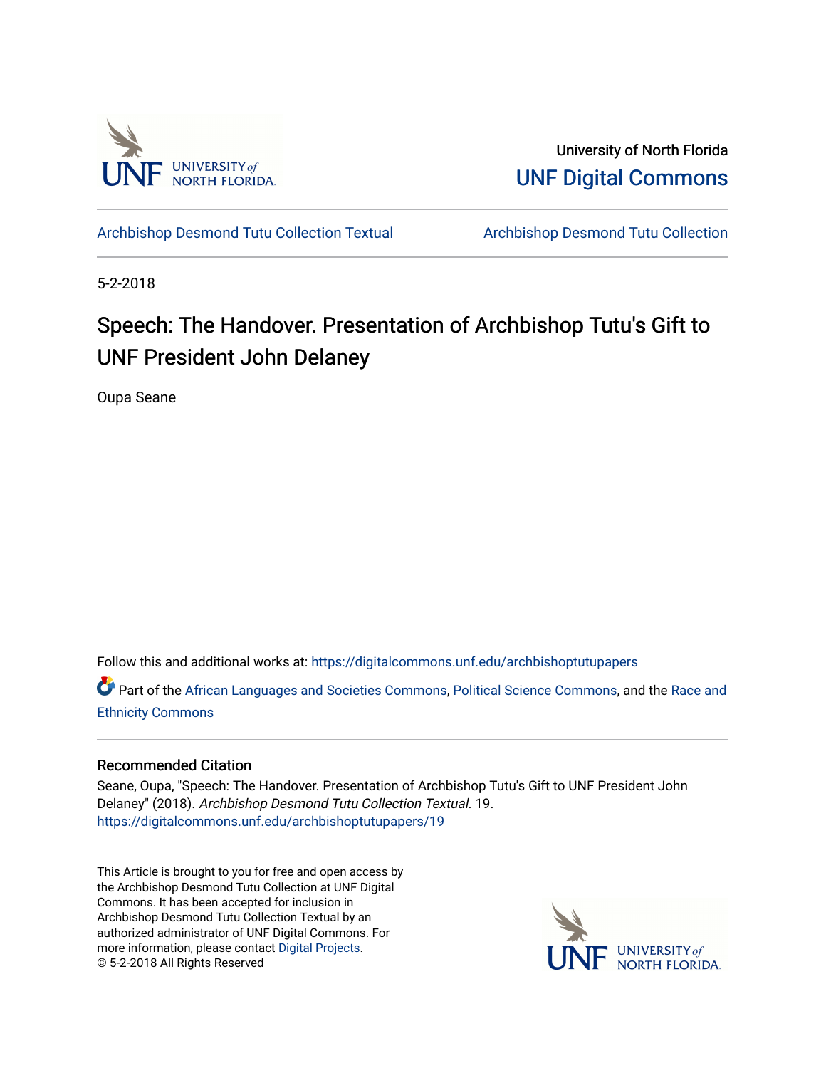University of North Florida

UNF Digital Commons

Archbishop Desmond Tutu Collection Textual | Archbishop Desmond Tutu Collection

5-2-2018

# Speech: The Handover. Presentation of Archbishop Tutu's Gift to UNF President John Delaney

Oupa Seane

Follow this and additional works at: https://digitalcommons.unf.edu/archbishoptutupapers

Part of the African Languages and Societies Commons, Political Science Commons, and the Race and Ethnicity Commons

## Recommended Citation

Seane, Oupa, "Speech: The Handover. Presentation of Archbishop Tutu's Gift to UNF President John Delaney" (2018). *Archbishop Desmond Tutu Collection Textual*. 19.
https://digitalcommons.unf.edu/archbishoptutupapers/19

This Article is brought to you for free and open access by the Archbishop Desmond Tutu Collection at UNF Digital Commons. It has been accepted for inclusion in Archbishop Desmond Tutu Collection Textual by an authorized administrator of UNF Digital Commons. For more information, please contact Digital Projects.
© 5-2-2018 All Rights Reserved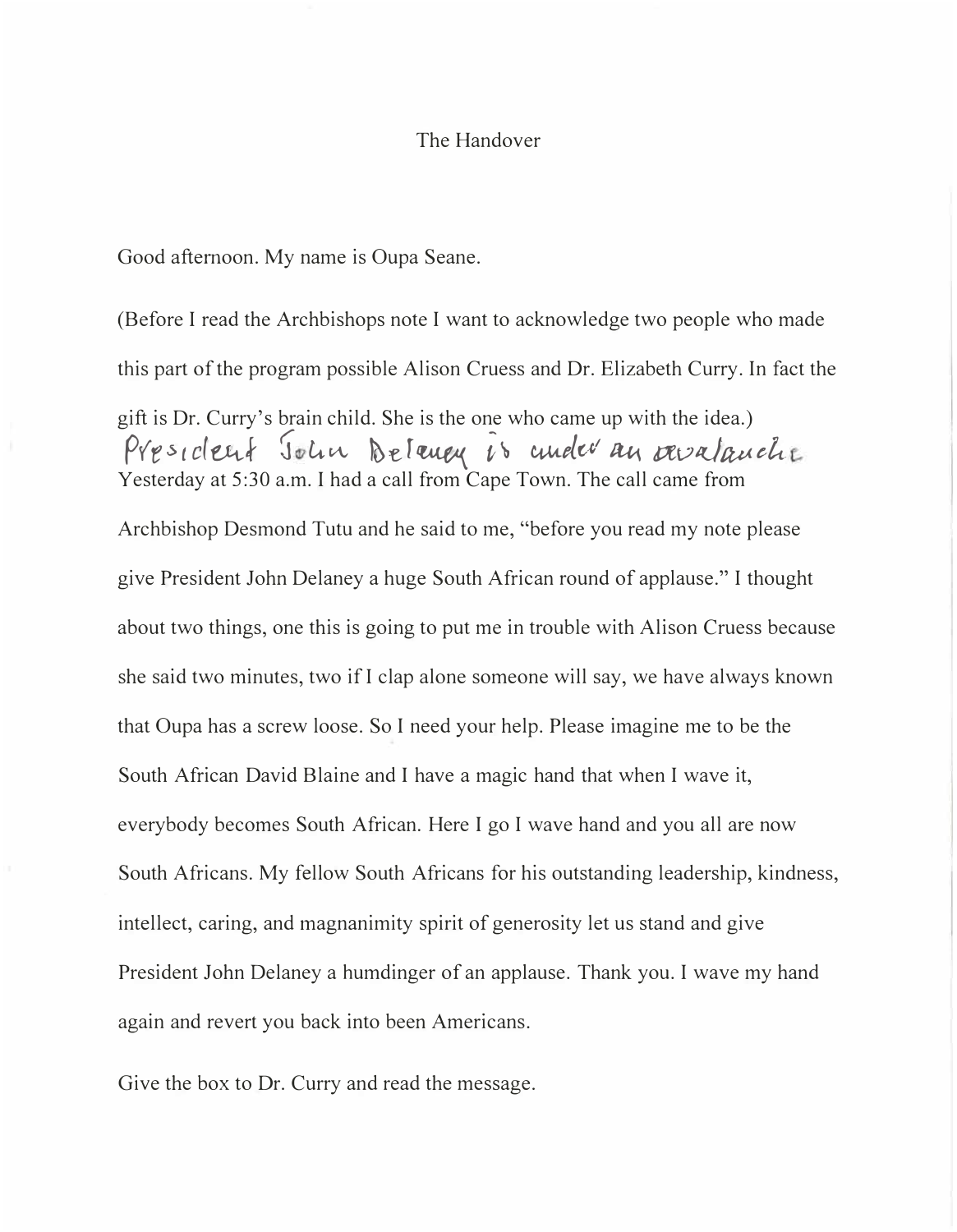# The Handover

Good afternoon. My name is Oupa Seane.

(Before I read the Archbishops note I want to acknowledge two people who made this part of the program possible Alison Cruess and Dr. Elizabeth Curry. In fact the gift is Dr. Curry's brain child. She is the one who came up with the idea.)

President John Delaney is under an avalanche

Yesterday at 5:30 a.m. I had a call from Cape Town. The call came from Archbishop Desmond Tutu and he said to me, "before you read my note please give President John Delaney a huge South African round of applause." I thought about two things, one this is going to put me in trouble with Alison Cruess because she said two minutes, two if I clap alone someone will say, we have always known that Oupa has a screw loose. So I need your help. Please imagine me to be the South African David Blaine and I have a magic hand that when I wave it, everybody becomes South African. Here I go I wave hand and you all are now South Africans. My fellow South Africans for his outstanding leadership, kindness, intellect, caring, and magnanimity spirit of generosity let us stand and give President John Delaney a humdinger of an applause. Thank you. I wave my hand again and revert you back into been Americans.

Give the box to Dr. Curry and read the message.